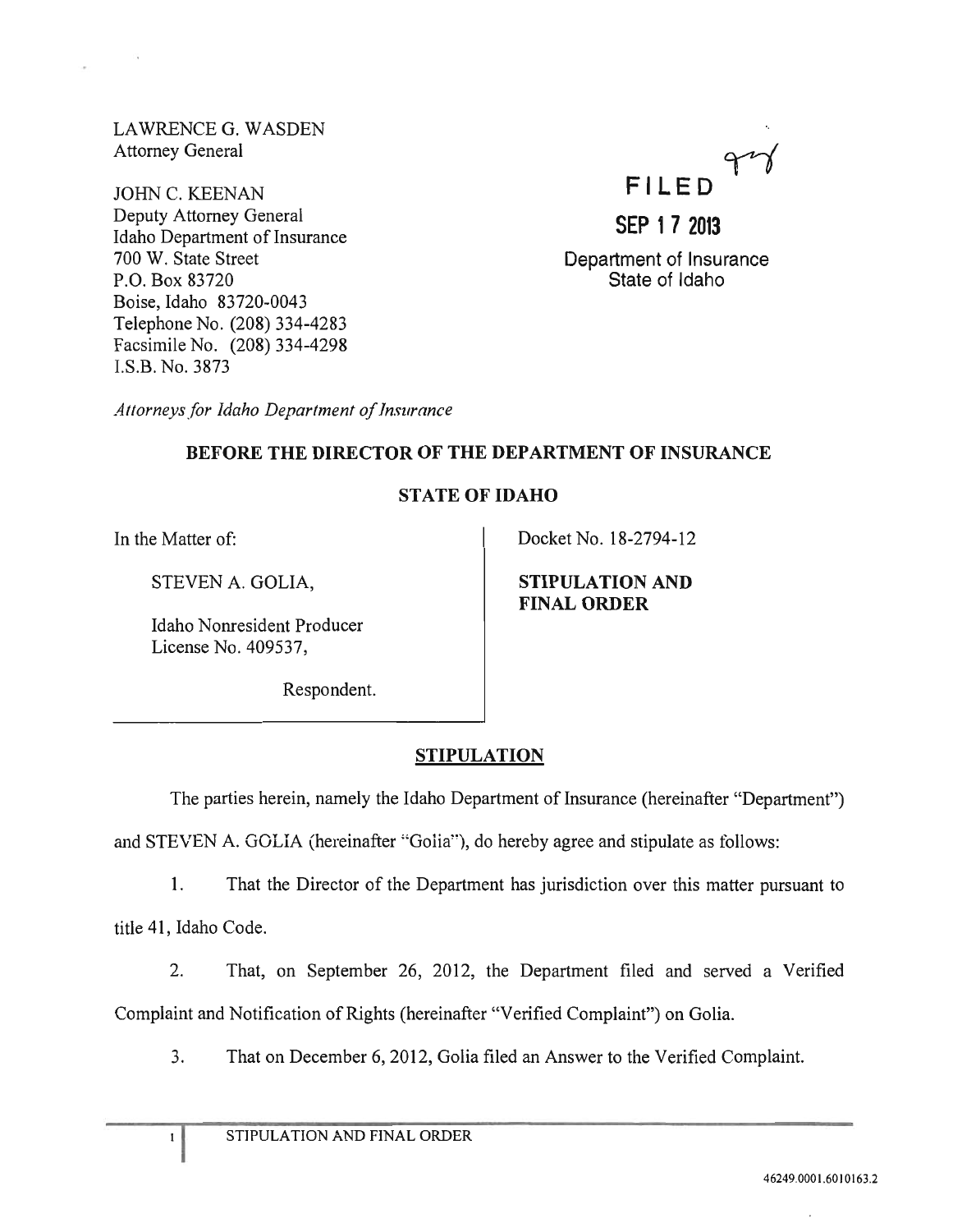LAWRENCE G. WASDEN
Attorney General

JOHN C. KEENAN
Deputy Attorney General
Idaho Department of Insurance
700 W. State Street
P.O. Box 83720
Boise, Idaho 83720-0043
Telephone No. (208) 334-4283
Facsimile No. (208) 334-4298
I.S.B. No. 3873

*Attorneys for Idaho Department of Insurance*

**FILED**

**SEP 17 2013**

Department of Insurance
State of Idaho

## BEFORE THE DIRECTOR OF THE DEPARTMENT OF INSURANCE

## STATE OF IDAHO

In the Matter of:

STEVEN A. GOLIA,

Idaho Nonresident Producer
License No. 409537,

Respondent.

Docket No. 18-2794-12

**STIPULATION AND FINAL ORDER**

## STIPULATION

The parties herein, namely the Idaho Department of Insurance (hereinafter "Department") and STEVEN A. GOLIA (hereinafter "Golia"), do hereby agree and stipulate as follows:

1. That the Director of the Department has jurisdiction over this matter pursuant to title 41, Idaho Code.

2. That, on September 26, 2012, the Department filed and served a Verified Complaint and Notification of Rights (hereinafter "Verified Complaint") on Golia.

3. That on December 6, 2012, Golia filed an Answer to the Verified Complaint.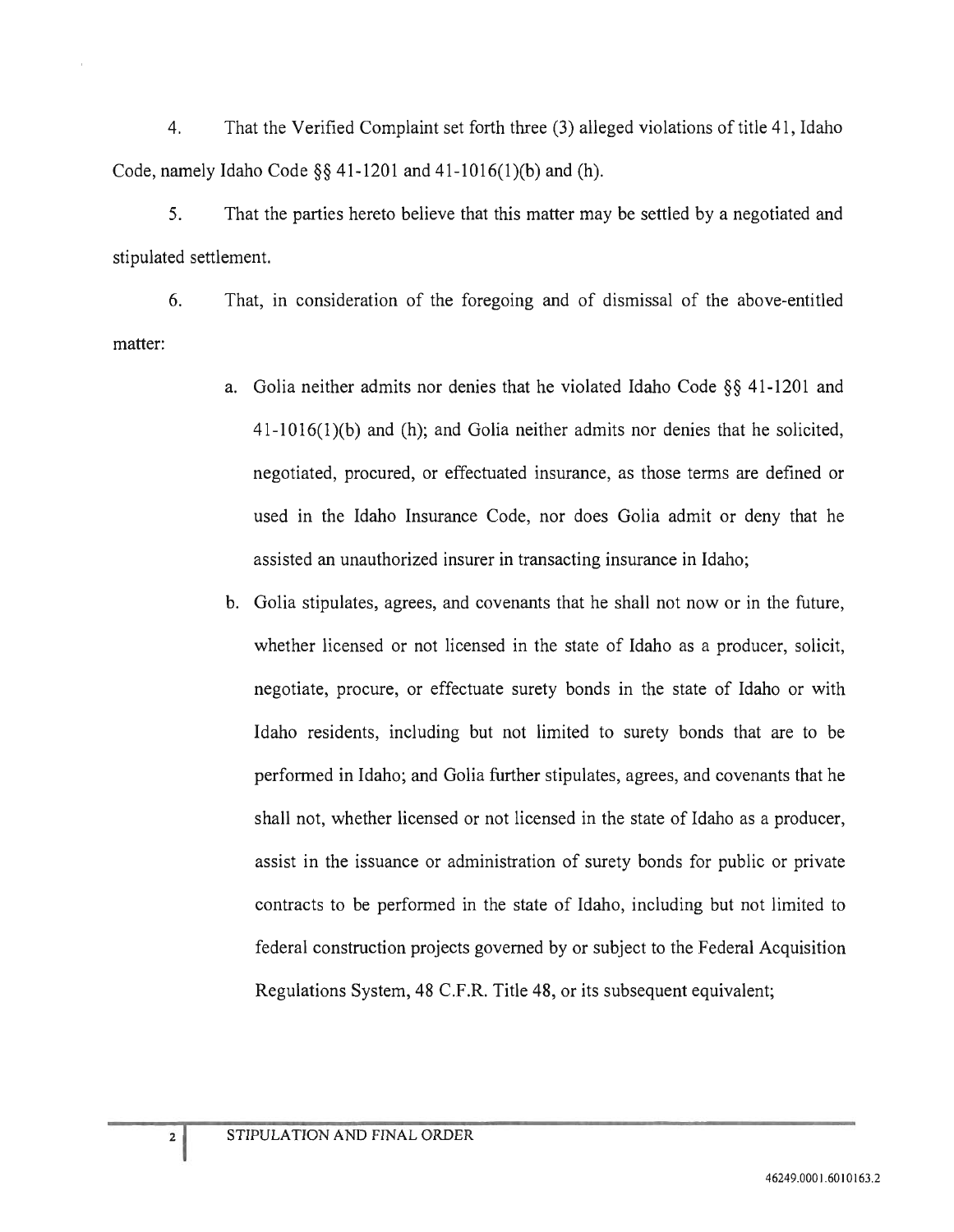4. That the Verified Complaint set forth three (3) alleged violations of title 41, Idaho Code, namely Idaho Code §§ 41-1201 and 41-1016(1)(b) and (h).

5. That the parties hereto believe that this matter may be settled by a negotiated and stipulated settlement.

6. That, in consideration of the foregoing and of dismissal of the above-entitled matter:

   a. Golia neither admits nor denies that he violated Idaho Code §§ 41-1201 and 41-1016(1)(b) and (h); and Golia neither admits nor denies that he solicited, negotiated, procured, or effectuated insurance, as those terms are defined or used in the Idaho Insurance Code, nor does Golia admit or deny that he assisted an unauthorized insurer in transacting insurance in Idaho;

   b. Golia stipulates, agrees, and covenants that he shall not now or in the future, whether licensed or not licensed in the state of Idaho as a producer, solicit, negotiate, procure, or effectuate surety bonds in the state of Idaho or with Idaho residents, including but not limited to surety bonds that are to be performed in Idaho; and Golia further stipulates, agrees, and covenants that he shall not, whether licensed or not licensed in the state of Idaho as a producer, assist in the issuance or administration of surety bonds for public or private contracts to be performed in the state of Idaho, including but not limited to federal construction projects governed by or subject to the Federal Acquisition Regulations System, 48 C.F.R. Title 48, or its subsequent equivalent;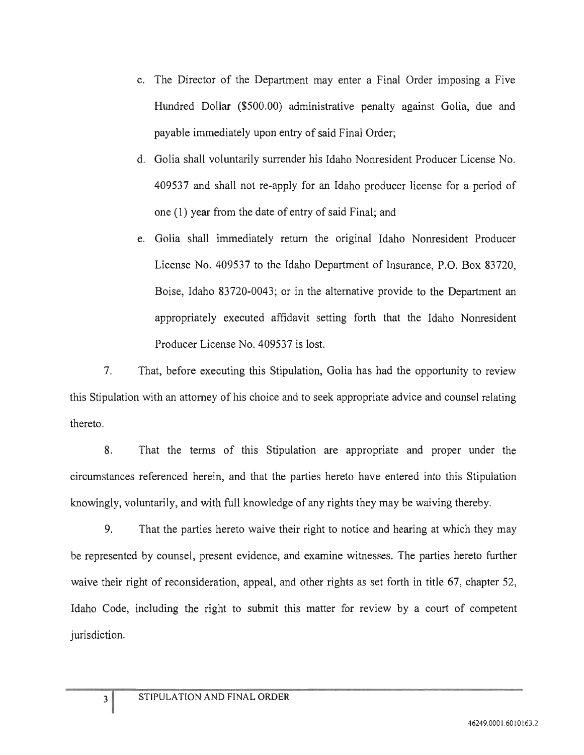c. The Director of the Department may enter a Final Order imposing a Five Hundred Dollar ($500.00) administrative penalty against Golia, due and payable immediately upon entry of said Final Order;

d. Golia shall voluntarily surrender his Idaho Nonresident Producer License No. 409537 and shall not re-apply for an Idaho producer license for a period of one (1) year from the date of entry of said Final; and

e. Golia shall immediately return the original Idaho Nonresident Producer License No. 409537 to the Idaho Department of Insurance, P.O. Box 83720, Boise, Idaho 83720-0043; or in the alternative provide to the Department an appropriately executed affidavit setting forth that the Idaho Nonresident Producer License No. 409537 is lost.

7. That, before executing this Stipulation, Golia has had the opportunity to review this Stipulation with an attorney of his choice and to seek appropriate advice and counsel relating thereto.

8. That the terms of this Stipulation are appropriate and proper under the circumstances referenced herein, and that the parties hereto have entered into this Stipulation knowingly, voluntarily, and with full knowledge of any rights they may be waiving thereby.

9. That the parties hereto waive their right to notice and hearing at which they may be represented by counsel, present evidence, and examine witnesses. The parties hereto further waive their right of reconsideration, appeal, and other rights as set forth in title 67, chapter 52, Idaho Code, including the right to submit this matter for review by a court of competent jurisdiction.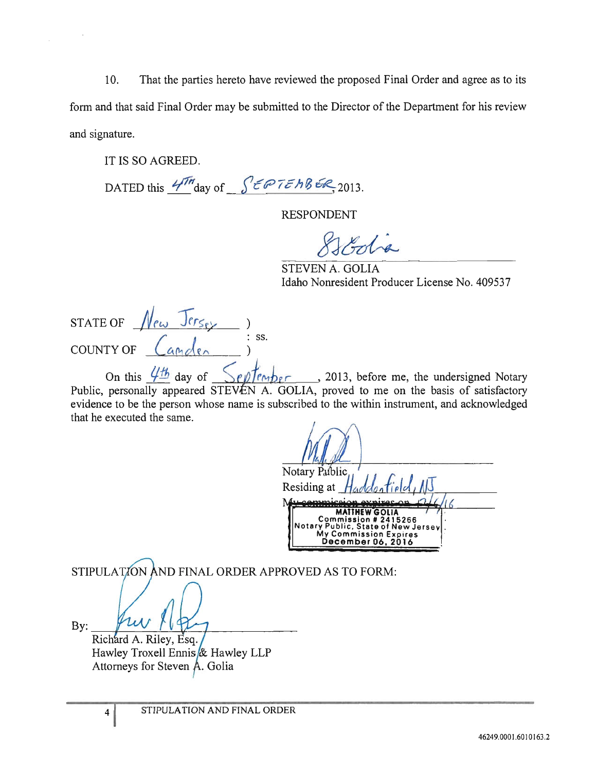10. That the parties hereto have reviewed the proposed Final Order and agree as to its form and that said Final Order may be submitted to the Director of the Department for his review and signature.

IT IS SO AGREED.

DATED this 4TH day of SEPTEMBER 2013.

RESPONDENT

SGolia

STEVEN A. GOLIA
Idaho Nonresident Producer License No. 409537

STATE OF New Jersey )
: ss.
COUNTY OF Camden )

On this 4th day of September, 2013, before me, the undersigned Notary Public, personally appeared STEVEN A. GOLIA, proved to me on the basis of satisfactory evidence to be the person whose name is subscribed to the within instrument, and acknowledged that he executed the same.

Notary Public
Residing at Haddonfield, NJ
~~My commission expires on~~ 12/6/16

MATTHEW GOLIA
Commission # 2415266
Notary Public, State of New Jersey
My Commission Expires
December 06, 2016

STIPULATION AND FINAL ORDER APPROVED AS TO FORM:

By: ______________________
Richard A. Riley, Esq.
Hawley Troxell Ennis & Hawley LLP
Attorneys for Steven A. Golia

STIPULATION AND FINAL ORDER

46249.0001.6010163.2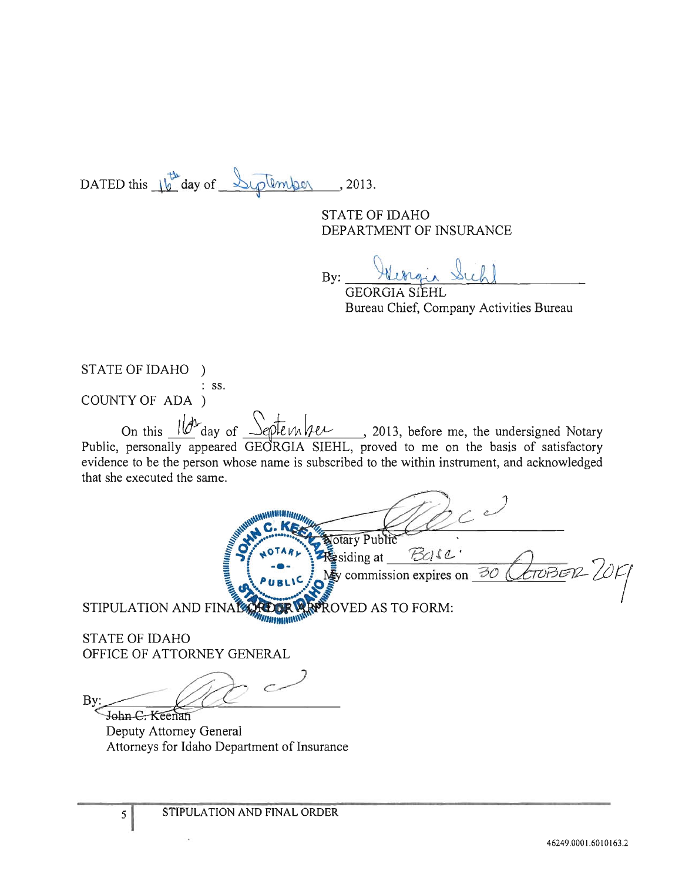DATED this 16th day of September, 2013.

STATE OF IDAHO
DEPARTMENT OF INSURANCE

By: Georgia Siehl
GEORGIA SIEHL
Bureau Chief, Company Activities Bureau

STATE OF IDAHO )
: ss.
COUNTY OF ADA )

On this 16th day of September, 2013, before me, the undersigned Notary Public, personally appeared GEORGIA SIEHL, proved to me on the basis of satisfactory evidence to be the person whose name is subscribed to the within instrument, and acknowledged that she executed the same.

Notary Public
Residing at Boise
My commission expires on 30 October 2017

STIPULATION AND FINAL ORDER APPROVED AS TO FORM:

STATE OF IDAHO
OFFICE OF ATTORNEY GENERAL

By:
John C. Keenan
Deputy Attorney General
Attorneys for Idaho Department of Insurance

46249.0001.6010163.2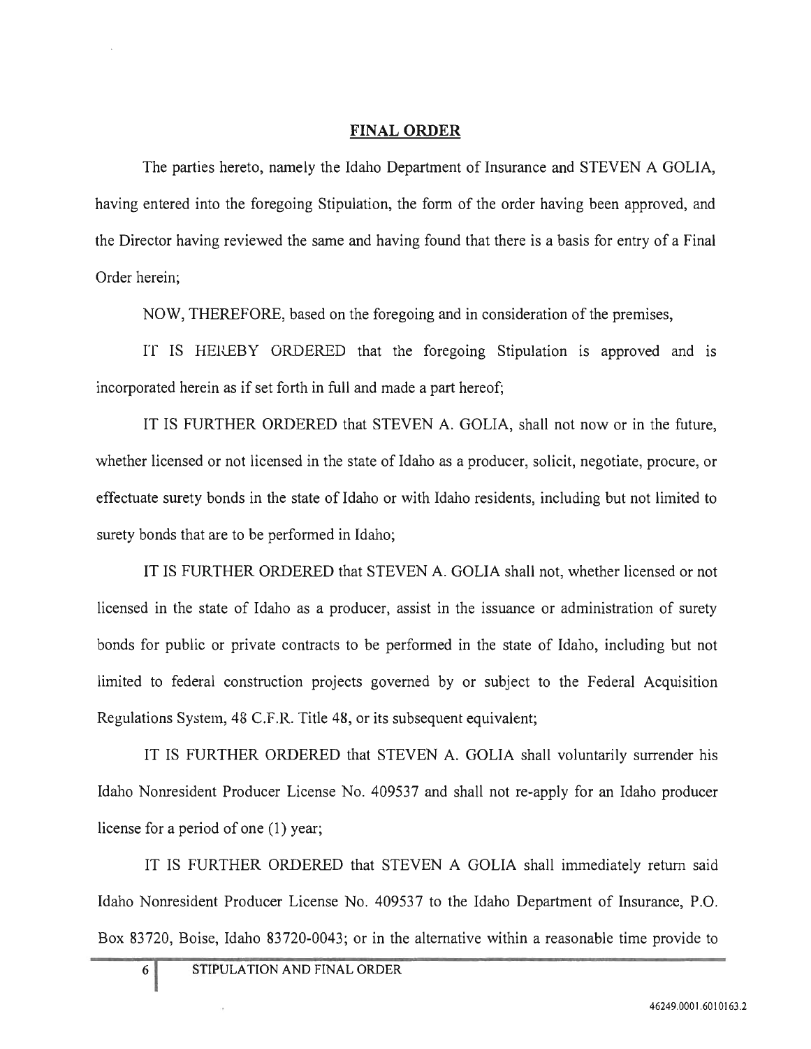## FINAL ORDER

The parties hereto, namely the Idaho Department of Insurance and STEVEN A GOLIA, having entered into the foregoing Stipulation, the form of the order having been approved, and the Director having reviewed the same and having found that there is a basis for entry of a Final Order herein;

NOW, THEREFORE, based on the foregoing and in consideration of the premises,

IT IS HEREBY ORDERED that the foregoing Stipulation is approved and is incorporated herein as if set forth in full and made a part hereof;

IT IS FURTHER ORDERED that STEVEN A. GOLIA, shall not now or in the future, whether licensed or not licensed in the state of Idaho as a producer, solicit, negotiate, procure, or effectuate surety bonds in the state of Idaho or with Idaho residents, including but not limited to surety bonds that are to be performed in Idaho;

IT IS FURTHER ORDERED that STEVEN A. GOLIA shall not, whether licensed or not licensed in the state of Idaho as a producer, assist in the issuance or administration of surety bonds for public or private contracts to be performed in the state of Idaho, including but not limited to federal construction projects governed by or subject to the Federal Acquisition Regulations System, 48 C.F.R. Title 48, or its subsequent equivalent;

IT IS FURTHER ORDERED that STEVEN A. GOLIA shall voluntarily surrender his Idaho Nonresident Producer License No. 409537 and shall not re-apply for an Idaho producer license for a period of one (1) year;

IT IS FURTHER ORDERED that STEVEN A GOLIA shall immediately return said Idaho Nonresident Producer License No. 409537 to the Idaho Department of Insurance, P.O. Box 83720, Boise, Idaho 83720-0043; or in the alternative within a reasonable time provide to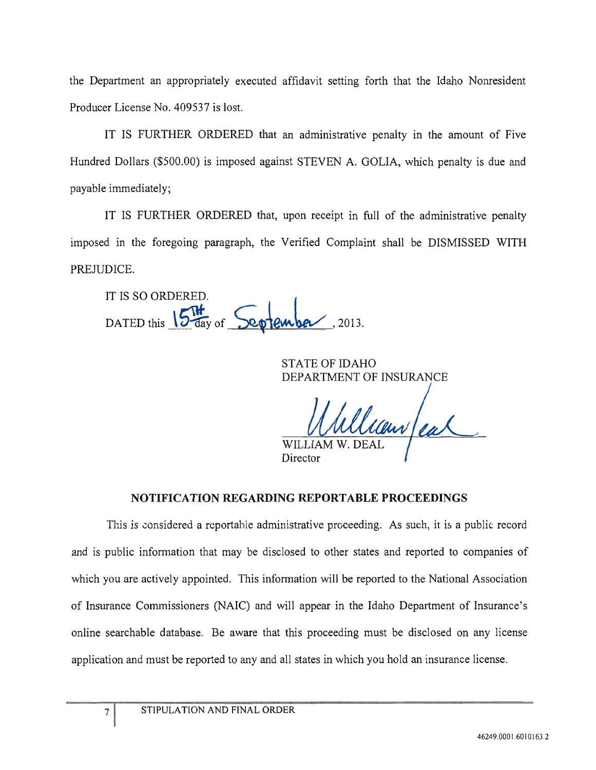the Department an appropriately executed affidavit setting forth that the Idaho Nonresident Producer License No. 409537 is lost.

IT IS FURTHER ORDERED that an administrative penalty in the amount of Five Hundred Dollars ($500.00) is imposed against STEVEN A. GOLIA, which penalty is due and payable immediately;

IT IS FURTHER ORDERED that, upon receipt in full of the administrative penalty imposed in the foregoing paragraph, the Verified Complaint shall be DISMISSED WITH PREJUDICE.

IT IS SO ORDERED.

DATED this 15th day of September, 2013.

STATE OF IDAHO
DEPARTMENT OF INSURANCE

WILLIAM W. DEAL
Director

**NOTIFICATION REGARDING REPORTABLE PROCEEDINGS**

This is considered a reportable administrative proceeding. As such, it is a public record and is public information that may be disclosed to other states and reported to companies of which you are actively appointed. This information will be reported to the National Association of Insurance Commissioners (NAIC) and will appear in the Idaho Department of Insurance's online searchable database. Be aware that this proceeding must be disclosed on any license application and must be reported to any and all states in which you hold an insurance license.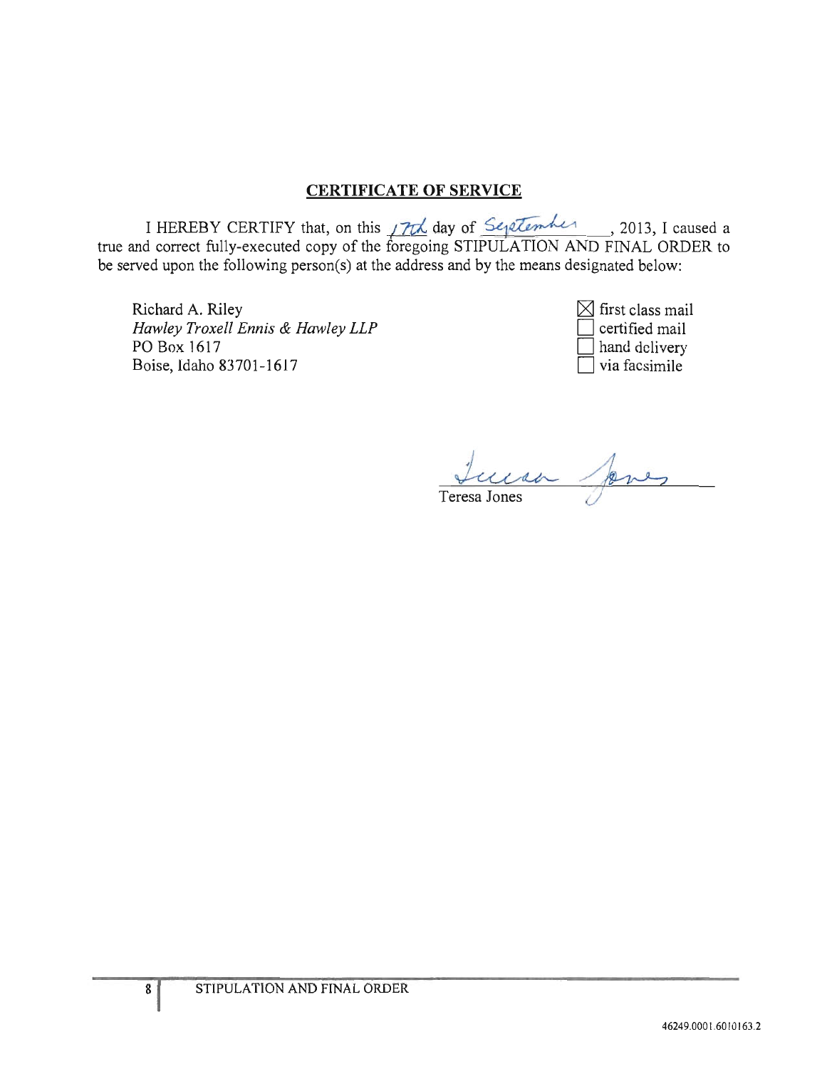## CERTIFICATE OF SERVICE

I HEREBY CERTIFY that, on this 17th day of September, 2013, I caused a true and correct fully-executed copy of the foregoing STIPULATION AND FINAL ORDER to be served upon the following person(s) at the address and by the means designated below:

Richard A. Riley
*Hawley Troxell Ennis & Hawley LLP*
PO Box 1617
Boise, Idaho 83701-1617

☒ first class mail
☐ certified mail
☐ hand delivery
☐ via facsimile

Teresa Jones